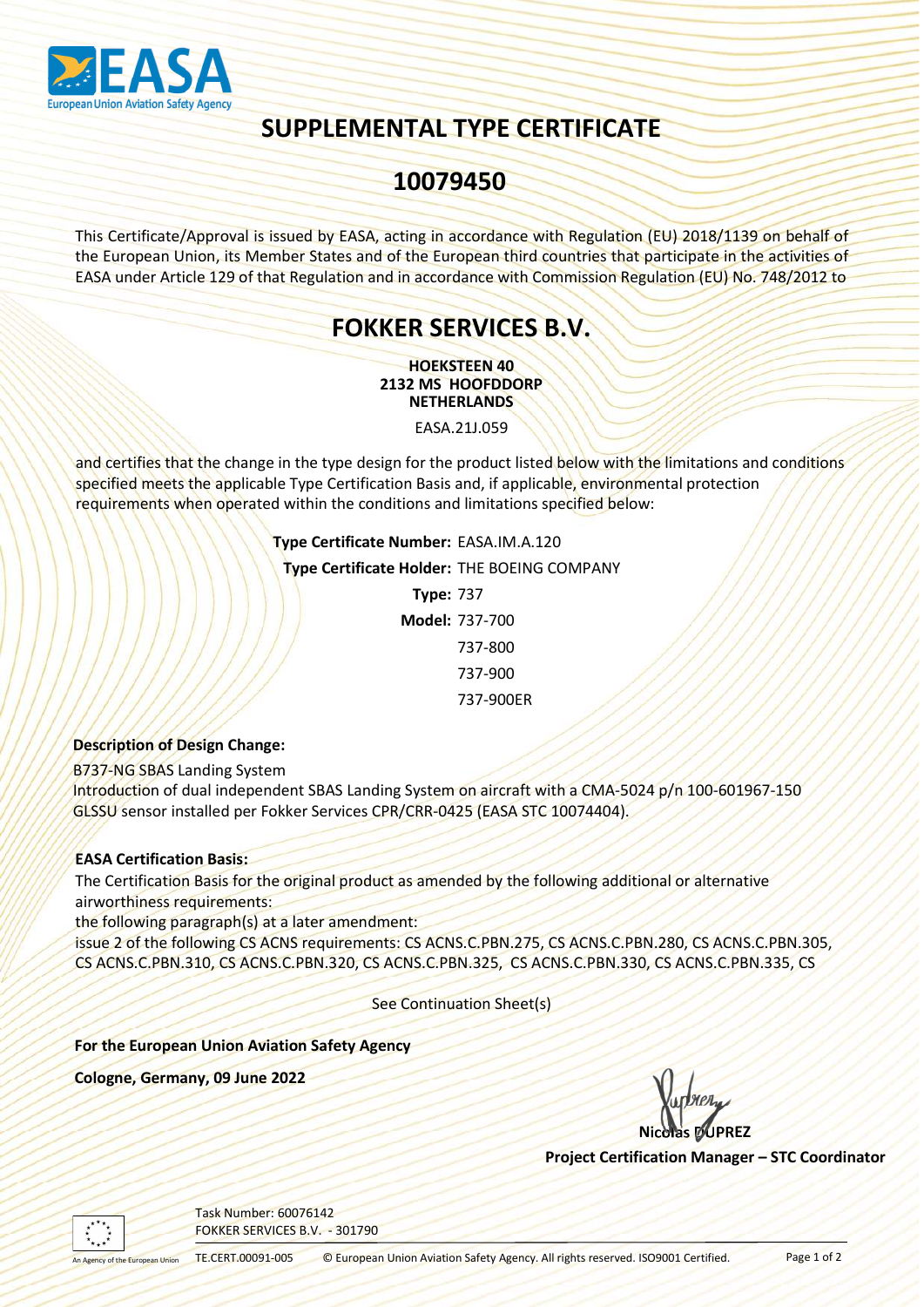# SUPPLEMENTAL TYPE CERTIFICATE

# 10079450

This Certificate/Approval is issued by EASA, acting in accordance with Regulation (EU) 2018/1139 on behalf of the European Union, its Member States and of the European third countries that participate in the activities of EASA under Article 129 of that Regulation and in accordance with Commission Regulation (EU) No. 748/2012 to

## FOKKER SERVICES B.V.

**HOEKSTEEN 40**
**2132 MS HOOFDDORP**
**NETHERLANDS**

EASA.21J.059

and certifies that the change in the type design for the product listed below with the limitations and conditions specified meets the applicable Type Certification Basis and, if applicable, environmental protection requirements when operated within the conditions and limitations specified below:

**Type Certificate Number:** EASA.IM.A.120
**Type Certificate Holder:** THE BOEING COMPANY
**Type:** 737
**Model:** 737-700
737-800
737-900
737-900ER

**Description of Design Change:**

B737-NG SBAS Landing System
Introduction of dual independent SBAS Landing System on aircraft with a CMA-5024 p/n 100-601967-150 GLSSU sensor installed per Fokker Services CPR/CRR-0425 (EASA STC 10074404).

**EASA Certification Basis:**

The Certification Basis for the original product as amended by the following additional or alternative airworthiness requirements:
the following paragraph(s) at a later amendment:
issue 2 of the following CS ACNS requirements: CS ACNS.C.PBN.275, CS ACNS.C.PBN.280, CS ACNS.C.PBN.305, CS ACNS.C.PBN.310, CS ACNS.C.PBN.320, CS ACNS.C.PBN.325, CS ACNS.C.PBN.330, CS ACNS.C.PBN.335, CS

See Continuation Sheet(s)

**For the European Union Aviation Safety Agency**

**Cologne, Germany, 09 June 2022**

**Nicolas DUPREZ**
**Project Certification Manager – STC Coordinator**

Task Number: 60076142
FOKKER SERVICES B.V. - 301790

TE.CERT.00091-005 © European Union Aviation Safety Agency. All rights reserved. ISO9001 Certified.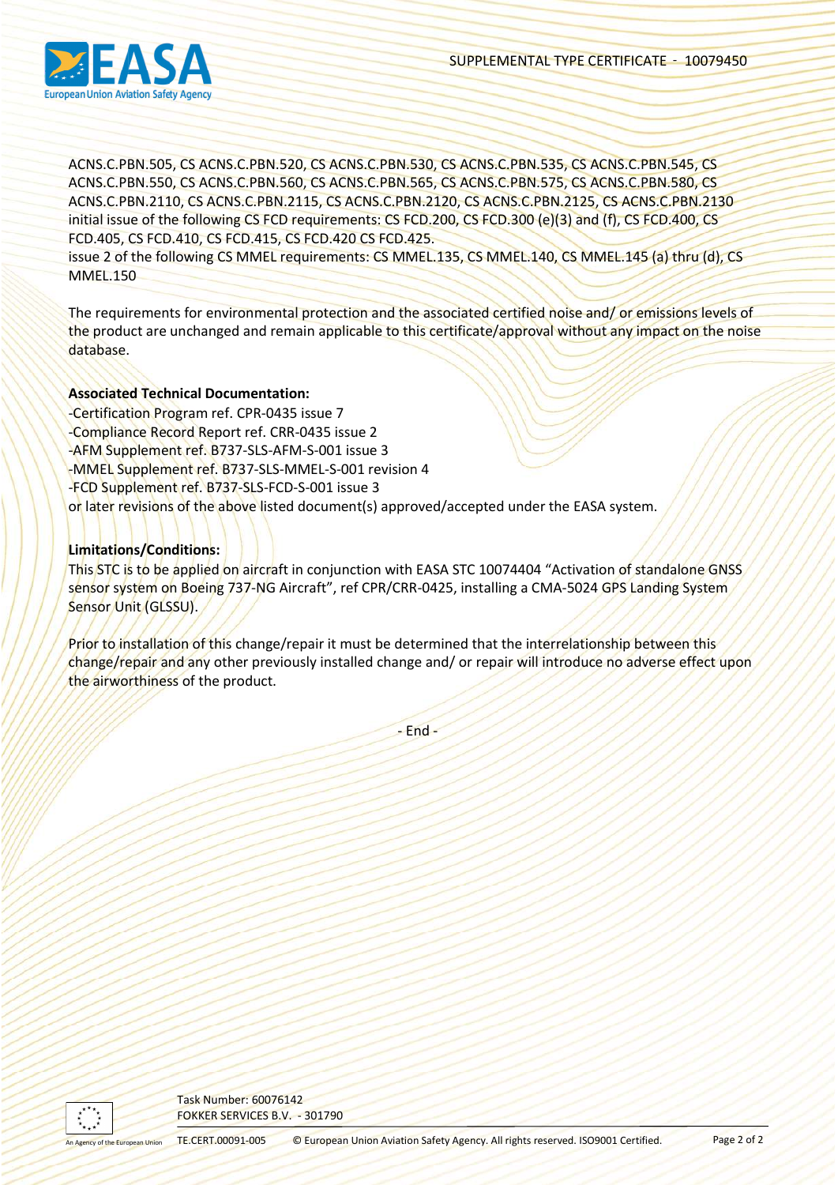ACNS.C.PBN.505, CS ACNS.C.PBN.520, CS ACNS.C.PBN.530, CS ACNS.C.PBN.535, CS ACNS.C.PBN.545, CS ACNS.C.PBN.550, CS ACNS.C.PBN.560, CS ACNS.C.PBN.565, CS ACNS.C.PBN.575, CS ACNS.C.PBN.580, CS ACNS.C.PBN.2110, CS ACNS.C.PBN.2115, CS ACNS.C.PBN.2120, CS ACNS.C.PBN.2125, CS ACNS.C.PBN.2130
initial issue of the following CS FCD requirements: CS FCD.200, CS FCD.300 (e)(3) and (f), CS FCD.400, CS FCD.405, CS FCD.410, CS FCD.415, CS FCD.420 CS FCD.425.
issue 2 of the following CS MMEL requirements: CS MMEL.135, CS MMEL.140, CS MMEL.145 (a) thru (d), CS MMEL.150

The requirements for environmental protection and the associated certified noise and/ or emissions levels of the product are unchanged and remain applicable to this certificate/approval without any impact on the noise database.

**Associated Technical Documentation:**
-Certification Program ref. CPR-0435 issue 7
-Compliance Record Report ref. CRR-0435 issue 2
-AFM Supplement ref. B737-SLS-AFM-S-001 issue 3
-MMEL Supplement ref. B737-SLS-MMEL-S-001 revision 4
-FCD Supplement ref. B737-SLS-FCD-S-001 issue 3
or later revisions of the above listed document(s) approved/accepted under the EASA system.

**Limitations/Conditions:**
This STC is to be applied on aircraft in conjunction with EASA STC 10074404 “Activation of standalone GNSS sensor system on Boeing 737-NG Aircraft”, ref CPR/CRR-0425, installing a CMA-5024 GPS Landing System Sensor Unit (GLSSU).

Prior to installation of this change/repair it must be determined that the interrelationship between this change/repair and any other previously installed change and/ or repair will introduce no adverse effect upon the airworthiness of the product.

- End -